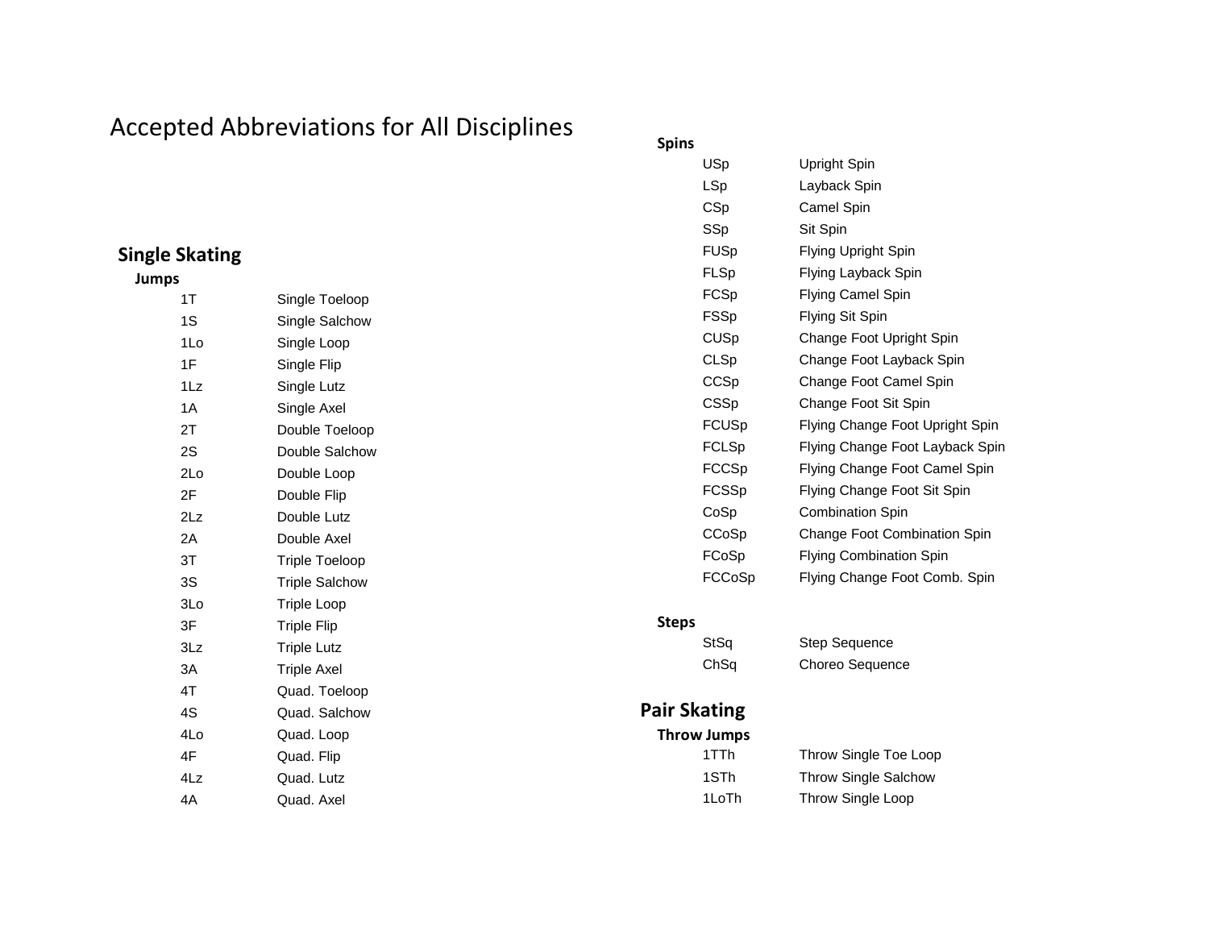# Accepted Abbreviations for All Disciplines

## Single Skating

### Jumps

| | |
|---|---|
| 1T | Single Toeloop |
| 1S | Single Salchow |
| 1Lo | Single Loop |
| 1F | Single Flip |
| 1Lz | Single Lutz |
| 1A | Single Axel |
| 2T | Double Toeloop |
| 2S | Double Salchow |
| 2Lo | Double Loop |
| 2F | Double Flip |
| 2Lz | Double Lutz |
| 2A | Double Axel |
| 3T | Triple Toeloop |
| 3S | Triple Salchow |
| 3Lo | Triple Loop |
| 3F | Triple Flip |
| 3Lz | Triple Lutz |
| 3A | Triple Axel |
| 4T | Quad. Toeloop |
| 4S | Quad. Salchow |
| 4Lo | Quad. Loop |
| 4F | Quad. Flip |
| 4Lz | Quad. Lutz |
| 4A | Quad. Axel |

### Spins

| | |
|---|---|
| USp | Upright Spin |
| LSp | Layback Spin |
| CSp | Camel Spin |
| SSp | Sit Spin |
| FUSp | Flying Upright Spin |
| FLSp | Flying Layback Spin |
| FCSp | Flying Camel Spin |
| FSSp | Flying Sit Spin |
| CUSp | Change Foot Upright Spin |
| CLSp | Change Foot Layback Spin |
| CCSp | Change Foot Camel Spin |
| CSSp | Change Foot Sit Spin |
| FCUSp | Flying Change Foot Upright Spin |
| FCLSp | Flying Change Foot Layback Spin |
| FCCSp | Flying Change Foot Camel Spin |
| FCSSp | Flying Change Foot Sit Spin |
| CoSp | Combination Spin |
| CCoSp | Change Foot Combination Spin |
| FCoSp | Flying Combination Spin |
| FCCoSp | Flying Change Foot Comb. Spin |

### Steps

| | |
|---|---|
| StSq | Step Sequence |
| ChSq | Choreo Sequence |

## Pair Skating

### Throw Jumps

| | |
|---|---|
| 1TTh | Throw Single Toe Loop |
| 1STh | Throw Single Salchow |
| 1LoTh | Throw Single Loop |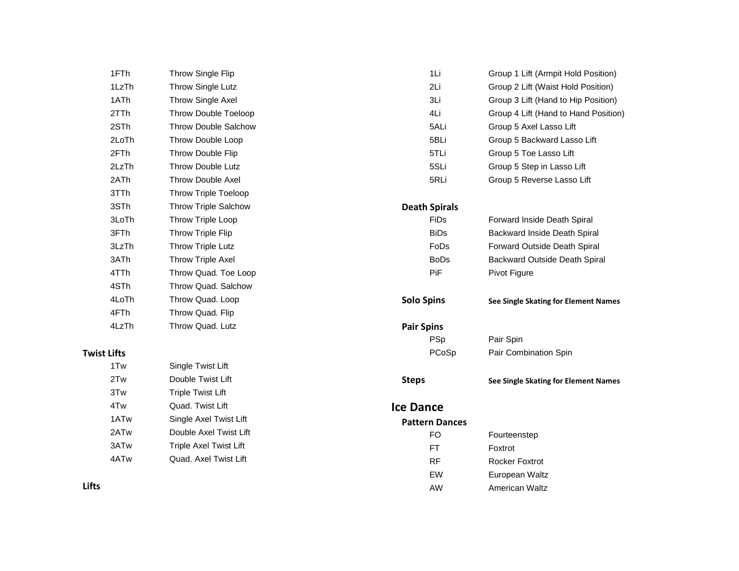| | |
|---|---|
| 1FTh | Throw Single Flip |
| 1LzTh | Throw Single Lutz |
| 1ATh | Throw Single Axel |
| 2TTh | Throw Double Toeloop |
| 2STh | Throw Double Salchow |
| 2LoTh | Throw Double Loop |
| 2FTh | Throw Double Flip |
| 2LzTh | Throw Double Lutz |
| 2ATh | Throw Double Axel |
| 3TTh | Throw Triple Toeloop |
| 3STh | Throw Triple Salchow |
| 3LoTh | Throw Triple Loop |
| 3FTh | Throw Triple Flip |
| 3LzTh | Throw Triple Lutz |
| 3ATh | Throw Triple Axel |
| 4TTh | Throw Quad. Toe Loop |
| 4STh | Throw Quad. Salchow |
| 4LoTh | Throw Quad. Loop |
| 4FTh | Throw Quad. Flip |
| 4LzTh | Throw Quad. Lutz |

**Twist Lifts**

| | |
|---|---|
| 1Tw | Single Twist Lift |
| 2Tw | Double Twist Lift |
| 3Tw | Triple Twist Lift |
| 4Tw | Quad. Twist Lift |
| 1ATw | Single Axel Twist Lift |
| 2ATw | Double Axel Twist Lift |
| 3ATw | Triple Axel Twist Lift |
| 4ATw | Quad. Axel Twist Lift |

**Lifts**

| | |
|---|---|
| 1Li | Group 1 Lift (Armpit Hold Position) |
| 2Li | Group 2 Lift (Waist Hold Position) |
| 3Li | Group 3 Lift (Hand to Hip Position) |
| 4Li | Group 4 Lift (Hand to Hand Position) |
| 5ALi | Group 5 Axel Lasso Lift |
| 5BLi | Group 5 Backward Lasso Lift |
| 5TLi | Group 5 Toe Lasso Lift |
| 5SLi | Group 5 Step in Lasso Lift |
| 5RLi | Group 5 Reverse Lasso Lift |

**Death Spirals**

| | |
|---|---|
| FiDs | Forward Inside Death Spiral |
| BiDs | Backward Inside Death Spiral |
| FoDs | Forward Outside Death Spiral |
| BoDs | Backward Outside Death Spiral |
| PiF | Pivot Figure |

**Solo Spins** — **See Single Skating for Element Names**

**Pair Spins**

| | |
|---|---|
| PSp | Pair Spin |
| PCoSp | Pair Combination Spin |

**Steps** — **See Single Skating for Element Names**

## Ice Dance

**Pattern Dances**

| | |
|---|---|
| FO | Fourteenstep |
| FT | Foxtrot |
| RF | Rocker Foxtrot |
| EW | European Waltz |
| AW | American Waltz |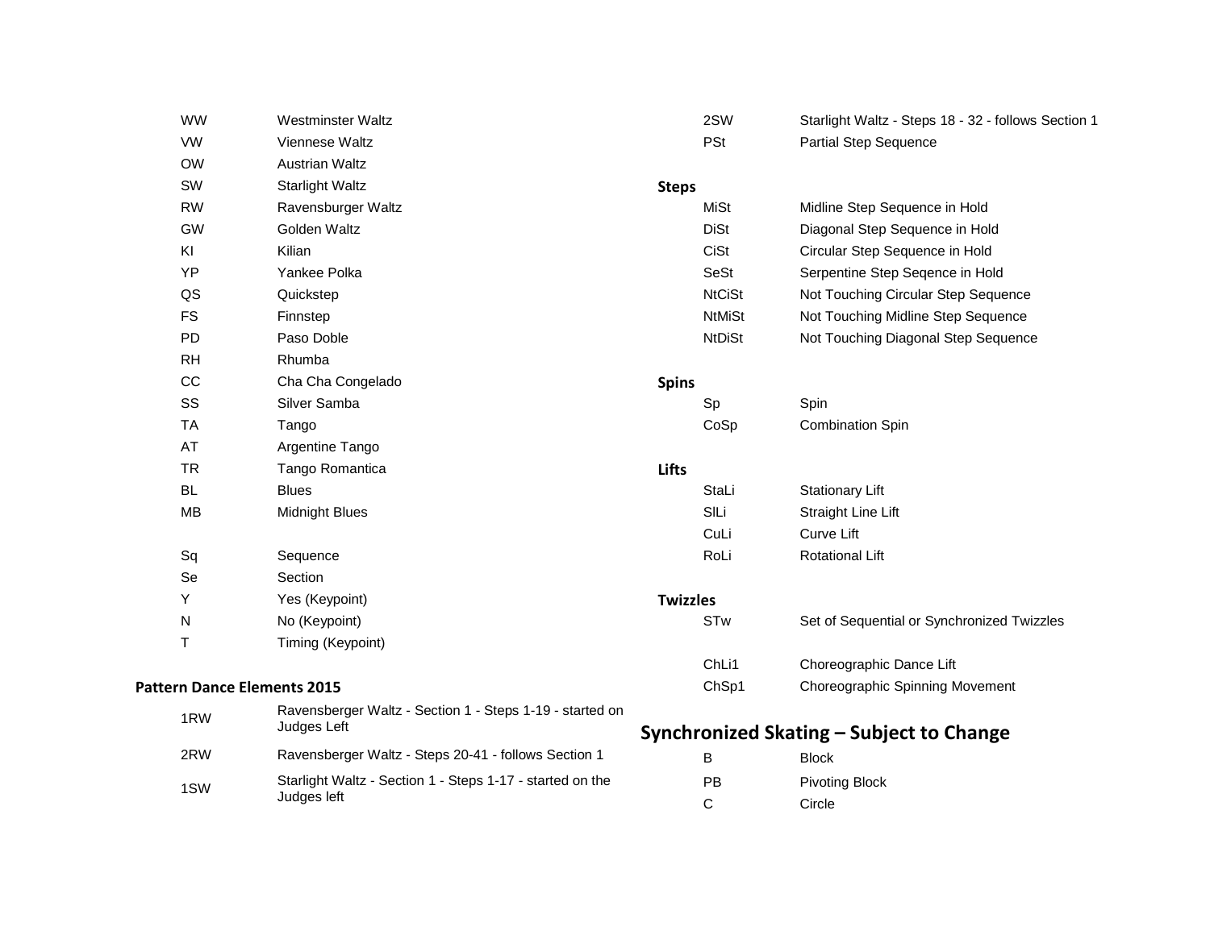| | |
|---|---|
| WW | Westminster Waltz |
| VW | Viennese Waltz |
| OW | Austrian Waltz |
| SW | Starlight Waltz |
| RW | Ravensburger Waltz |
| GW | Golden Waltz |
| KI | Kilian |
| YP | Yankee Polka |
| QS | Quickstep |
| FS | Finnstep |
| PD | Paso Doble |
| RH | Rhumba |
| CC | Cha Cha Congelado |
| SS | Silver Samba |
| TA | Tango |
| AT | Argentine Tango |
| TR | Tango Romantica |
| BL | Blues |
| MB | Midnight Blues |

| | |
|---|---|
| Sq | Sequence |
| Se | Section |
| Y | Yes (Keypoint) |
| N | No (Keypoint) |
| T | Timing (Keypoint) |

**Pattern Dance Elements 2015**

| | |
|---|---|
| 1RW | Ravensburger Waltz - Section 1 - Steps 1-19 - started on Judges Left |
| 2RW | Ravensburger Waltz - Steps 20-41 - follows Section 1 |
| 1SW | Starlight Waltz - Section 1 - Steps 1-17 - started on the Judges left |
| 2SW | Starlight Waltz - Steps 18 - 32 - follows Section 1 |
| PSt | Partial Step Sequence |

**Steps**

| | |
|---|---|
| MiSt | Midline Step Sequence in Hold |
| DiSt | Diagonal Step Sequence in Hold |
| CiSt | Circular Step Sequence in Hold |
| SeSt | Serpentine Step Seqence in Hold |
| NtCiSt | Not Touching Circular Step Sequence |
| NtMiSt | Not Touching Midline Step Sequence |
| NtDiSt | Not Touching Diagonal Step Sequence |

**Spins**

| | |
|---|---|
| Sp | Spin |
| CoSp | Combination Spin |

**Lifts**

| | |
|---|---|
| StaLi | Stationary Lift |
| SlLi | Straight Line Lift |
| CuLi | Curve Lift |
| RoLi | Rotational Lift |

**Twizzles**

| | |
|---|---|
| STw | Set of Sequential or Synchronized Twizzles |

| | |
|---|---|
| ChLi1 | Choreographic Dance Lift |
| ChSp1 | Choreographic Spinning Movement |

## Synchronized Skating – Subject to Change

| | |
|---|---|
| B | Block |
| PB | Pivoting Block |
| C | Circle |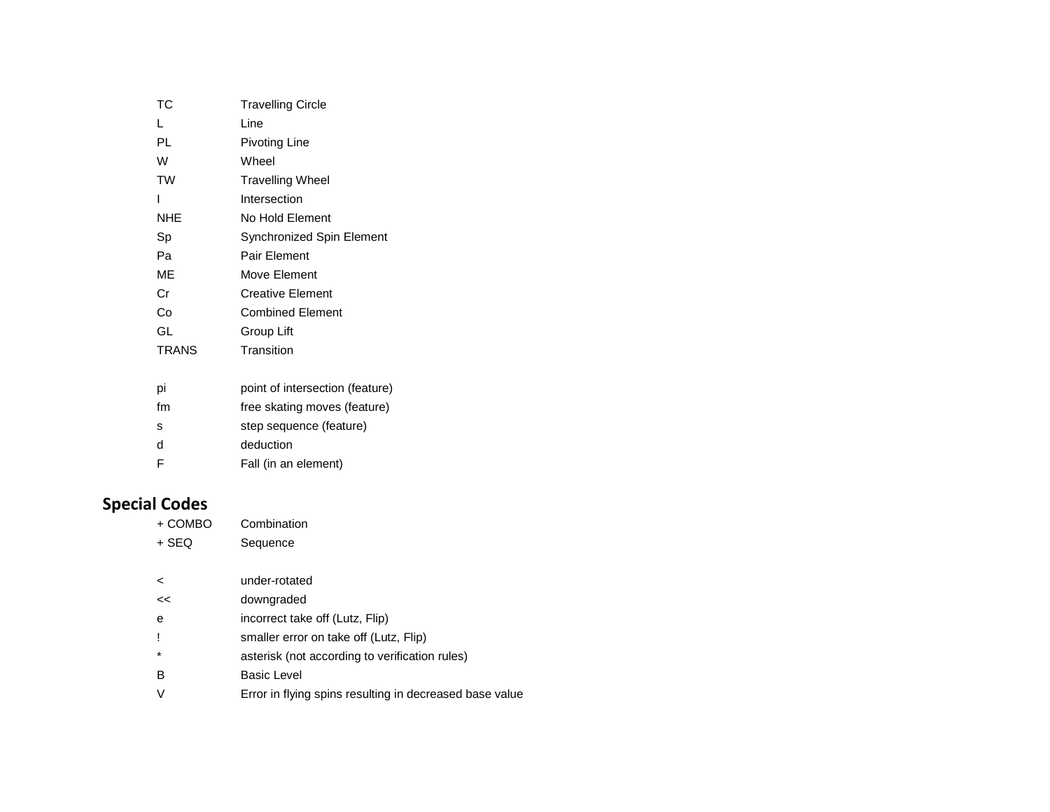| | |
|---|---|
| TC | Travelling Circle |
| L | Line |
| PL | Pivoting Line |
| W | Wheel |
| TW | Travelling Wheel |
| I | Intersection |
| NHE | No Hold Element |
| Sp | Synchronized Spin Element |
| Pa | Pair Element |
| ME | Move Element |
| Cr | Creative Element |
| Co | Combined Element |
| GL | Group Lift |
| TRANS | Transition |
| | |
| pi | point of intersection (feature) |
| fm | free skating moves (feature) |
| s | step sequence (feature) |
| d | deduction |
| F | Fall (in an element) |

## Special Codes

| | |
|---|---|
| + COMBO | Combination |
| + SEQ | Sequence |
| | |
| < | under-rotated |
| << | downgraded |
| e | incorrect take off (Lutz, Flip) |
| ! | smaller error on take off (Lutz, Flip) |
| * | asterisk (not according to verification rules) |
| B | Basic Level |
| V | Error in flying spins resulting in decreased base value |